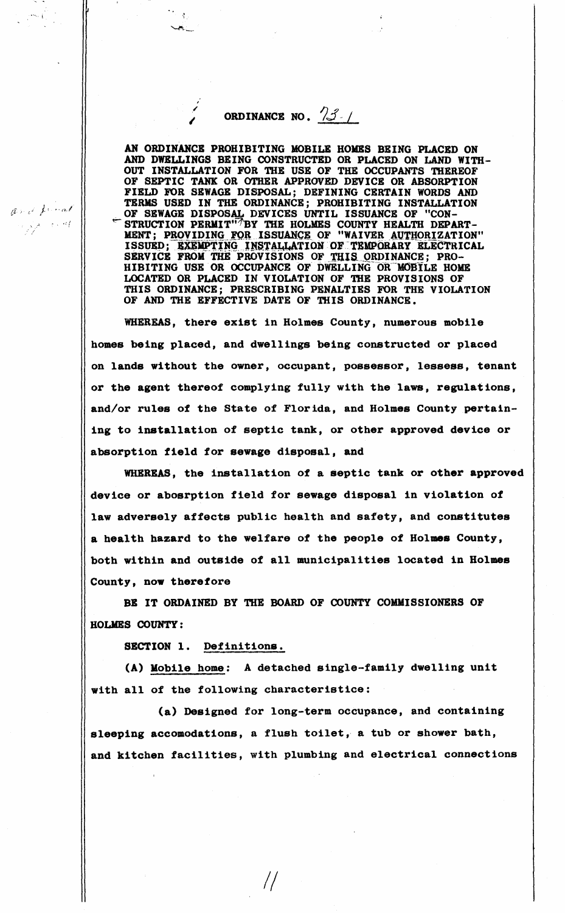# ORDINANCE NO. 73-1

AN ORDINANCE PROHIBITING MOBILE HOMES BEING PLACED ON AND DWELLINGS BEING CONSTRUCTED OR PLACED ON LAND WITHOUT INSTALLATION FOR THE USE OF THE OCCUPANTS THEREOF OF SEPTIC TANK OR OTHER APPROVED DEVICE OR ABSORPTION FIELD FOR SEWAGE DISPOSAL; DEFINING CERTAIN WORDS AND TERMS USED IN THE ORDINANCE; PROHIBITING INSTALLATION OF SEWAGE DISPOSAL DEVICES UNTIL ISSUANCE OF "CONSTRUCTION PERMIT" BY THE HOLMES COUNTY HEALTH DEPARTMENT; PROVIDING FOR ISSUANCE OF "WAIVER AUTHORIZATION" ISSUED; EXEMPTING INSTALLATION OF TEMPORARY ELECTRICAL SERVICE FROM THE PROVISIONS OF THIS ORDINANCE; PROHIBITING USE OR OCCUPANCE OF DWELLING OR MOBILE HOME LOCATED OR PLACED IN VIOLATION OF THE PROVISIONS OF THIS ORDINANCE; PRESCRIBING PENALTIES FOR THE VIOLATION OF AND THE EFFECTIVE DATE OF THIS ORDINANCE.

WHEREAS, there exist in Holmes County, numerous mobile homes being placed, and dwellings being constructed or placed on lands without the owner, occupant, possessor, lessess, tenant or the agent thereof complying fully with the laws, regulations, and/or rules of the State of Florida, and Holmes County pertaining to installation of septic tank, or other approved device or absorption field for sewage disposal, and

WHEREAS, the installation of a septic tank or other approved device or abosrption field for sewage disposal in violation of law adversely affects public health and safety, and constitutes a health hazard to the welfare of the people of Holmes County, both within and outside of all municipalities located in Holmes County, now therefore

BE IT ORDAINED BY THE BOARD OF COUNTY COMMISSIONERS OF HOLMES COUNTY:

SECTION 1. Definitions.

(A) Mobile home: A detached single-family dwelling unit with all of the following characteristice:

(a) Designed for long-term occupance, and containing sleeping accomodations, a flush toilet, a tub or shower bath, and kitchen facilities, with plumbing and electrical connections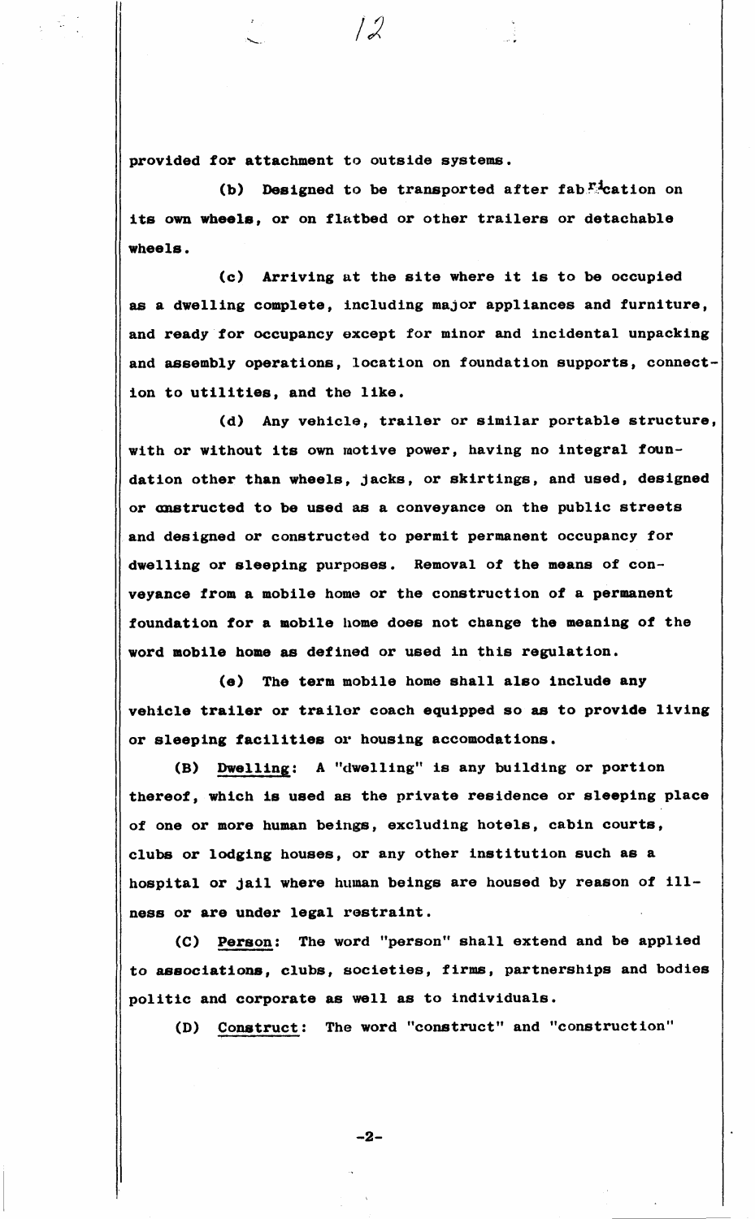provided for attachment to outside systems.

(b) Designed to be transported after fabrication on its own wheels, or on flatbed or other trailers or detachable wheels.

(c) Arriving at the site where it is to be occupied as a dwelling complete, including major appliances and furniture, and ready for occupancy except for minor and incidental unpacking and assembly operations, location on foundation supports, connection to utilities, and the like.

(d) Any vehicle, trailer or similar portable structure, with or without its own motive power, having no integral foundation other than wheels, jacks, or skirtings, and used, designed or constructed to be used as a conveyance on the public streets and designed or constructed to permit permanent occupancy for dwelling or sleeping purposes. Removal of the means of conveyance from a mobile home or the construction of a permanent foundation for a mobile home does not change the meaning of the word mobile home as defined or used in this regulation.

(e) The term mobile home shall also include any vehicle trailer or trailor coach equipped so as to provide living or sleeping facilities or housing accomodations.

(B) Dwelling: A "dwelling" is any building or portion thereof, which is used as the private residence or sleeping place of one or more human beings, excluding hotels, cabin courts, clubs or lodging houses, or any other institution such as a hospital or jail where human beings are housed by reason of illness or are under legal restraint.

(C) Person: The word "person" shall extend and be applied to associations, clubs, societies, firms, partnerships and bodies politic and corporate as well as to individuals.

(D) Construct: The word "construct" and "construction"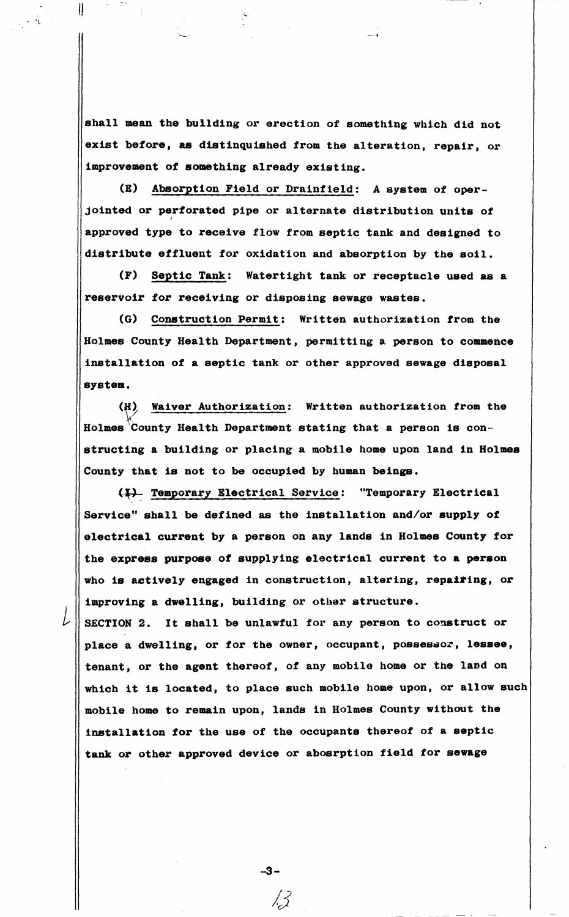shall mean the building or erection of something which did not exist before, as distinguished from the alteration, repair, or improvement of something already existing.

(E) Absorption Field or Drainfield: A system of oper-jointed or perforated pipe or alternate distribution units of approved type to receive flow from septic tank and designed to distribute effluent for oxidation and absorption by the soil.

(F) Septic Tank: Watertight tank or receptacle used as a reservoir for receiving or disposing sewage wastes.

(G) Construction Permit: Written authorization from the Holmes County Health Department, permitting a person to commence installation of a septic tank or other approved sewage disposal system.

(H) Waiver Authorization: Written authorization from the Holmes County Health Department stating that a person is constructing a building or placing a mobile home upon land in Holmes County that is not to be occupied by human beings.

(I) Temporary Electrical Service: "Temporary Electrical Service" shall be defined as the installation and/or supply of electrical current by a person on any lands in Holmes County for the express purpose of supplying electrical current to a person who is actively engaged in construction, altering, repairing, or improving a dwelling, building or other structure.

SECTION 2. It shall be unlawful for any person to construct or place a dwelling, or for the owner, occupant, possessor, lessee, tenant, or the agent thereof, of any mobile home or the land on which it is located, to place such mobile home upon, or allow such mobile home to remain upon, lands in Holmes County without the installation for the use of the occupants thereof of a septic tank or other approved device or abosrption field for sewage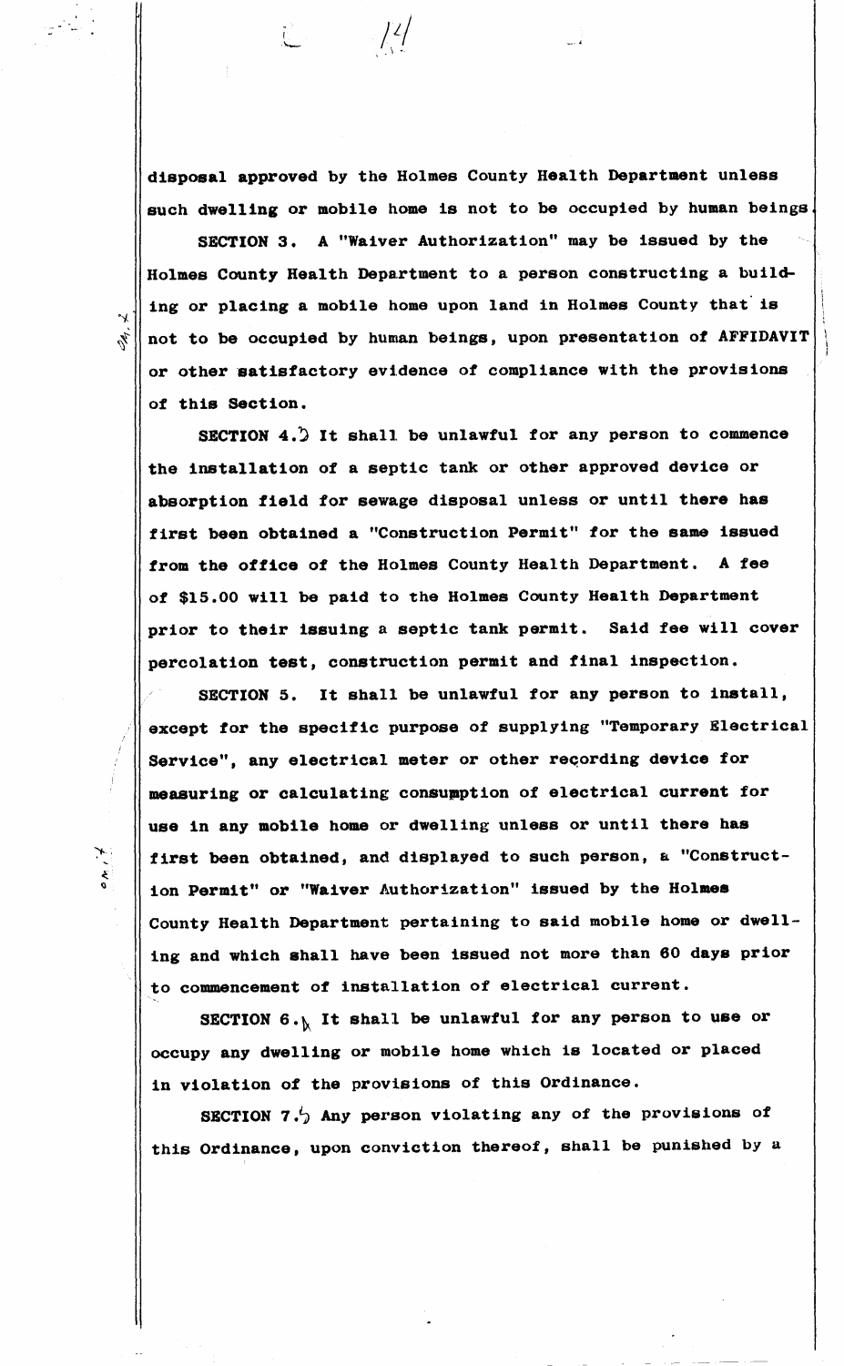disposal approved by the Holmes County Health Department unless such dwelling or mobile home is not to be occupied by human beings.

SECTION 3. A "Waiver Authorization" may be issued by the Holmes County Health Department to a person constructing a building or placing a mobile home upon land in Holmes County that is not to be occupied by human beings, upon presentation of AFFIDAVIT or other satisfactory evidence of compliance with the provisions of this Section.

SECTION 4. It shall be unlawful for any person to commence the installation of a septic tank or other approved device or absorption field for sewage disposal unless or until there has first been obtained a "Construction Permit" for the same issued from the office of the Holmes County Health Department. A fee of $15.00 will be paid to the Holmes County Health Department prior to their issuing a septic tank permit. Said fee will cover percolation test, construction permit and final inspection.

SECTION 5. It shall be unlawful for any person to install, except for the specific purpose of supplying "Temporary Electrical Service", any electrical meter or other recording device for measuring or calculating consumption of electrical current for use in any mobile home or dwelling unless or until there has first been obtained, and displayed to such person, a "Construction Permit" or "Waiver Authorization" issued by the Holmes County Health Department pertaining to said mobile home or dwelling and which shall have been issued not more than 60 days prior to commencement of installation of electrical current.

SECTION 6. It shall be unlawful for any person to use or occupy any dwelling or mobile home which is located or placed in violation of the provisions of this Ordinance.

SECTION 7. Any person violating any of the provisions of this Ordinance, upon conviction thereof, shall be punished by a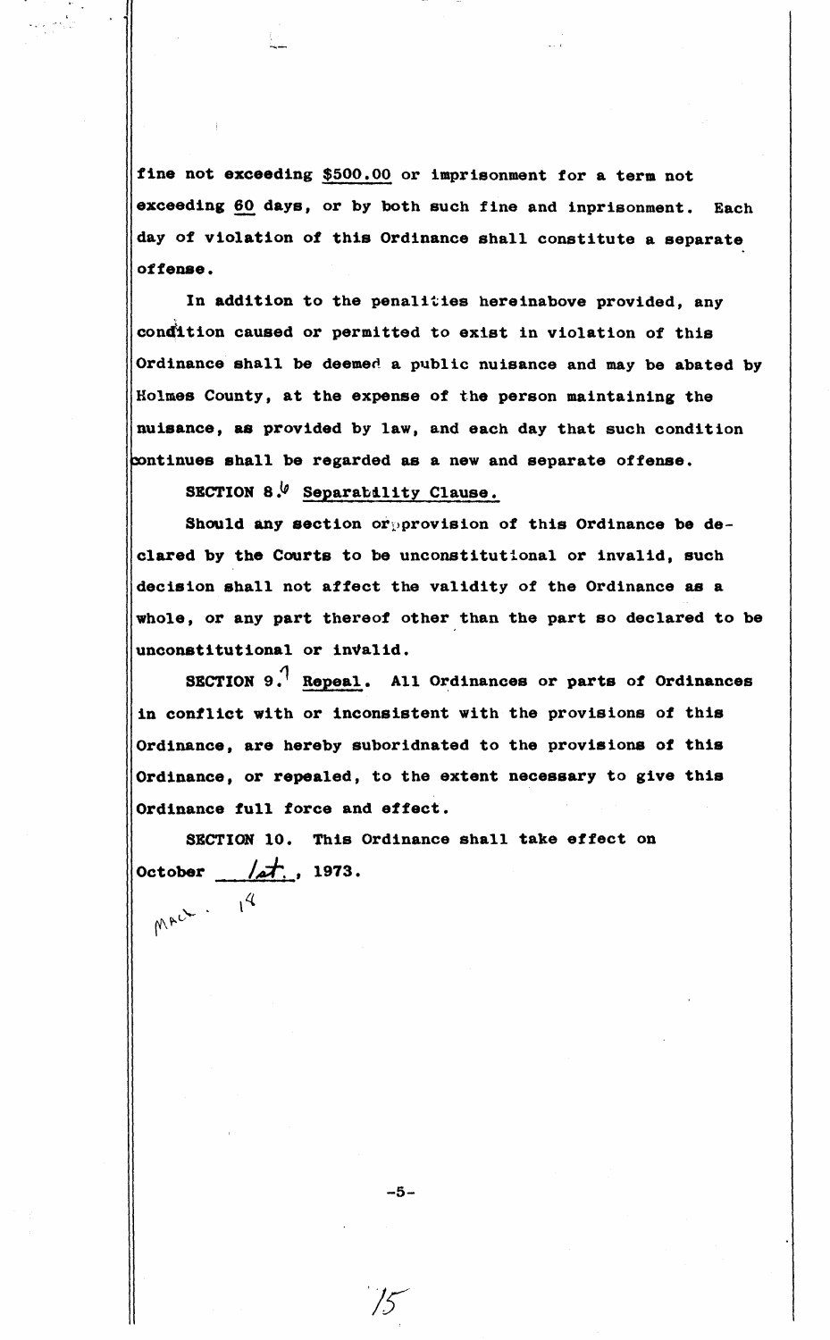fine not exceeding $500.00 or imprisonment for a term not exceeding 60 days, or by both such fine and inprisonment. Each day of violation of this Ordinance shall constitute a separate offense.

In addition to the penalities hereinabove provided, any condition caused or permitted to exist in violation of this Ordinance shall be deemed a public nuisance and may be abated by Holmes County, at the expense of the person maintaining the nuisance, as provided by law, and each day that such condition continues shall be regarded as a new and separate offense.

SECTION 8.6 Separability Clause.

Should any section or provision of this Ordinance be declared by the Courts to be unconstitutional or invalid, such decision shall not affect the validity of the Ordinance as a whole, or any part thereof other than the part so declared to be unconstitutional or invalid.

SECTION 9.7 Repeal. All Ordinances or parts of Ordinances in conflict with or inconsistent with the provisions of this Ordinance, are hereby suboridnated to the provisions of this Ordinance, or repealed, to the extent necessary to give this Ordinance full force and effect.

SECTION 10. This Ordinance shall take effect on October 1st, 1973.

March 14